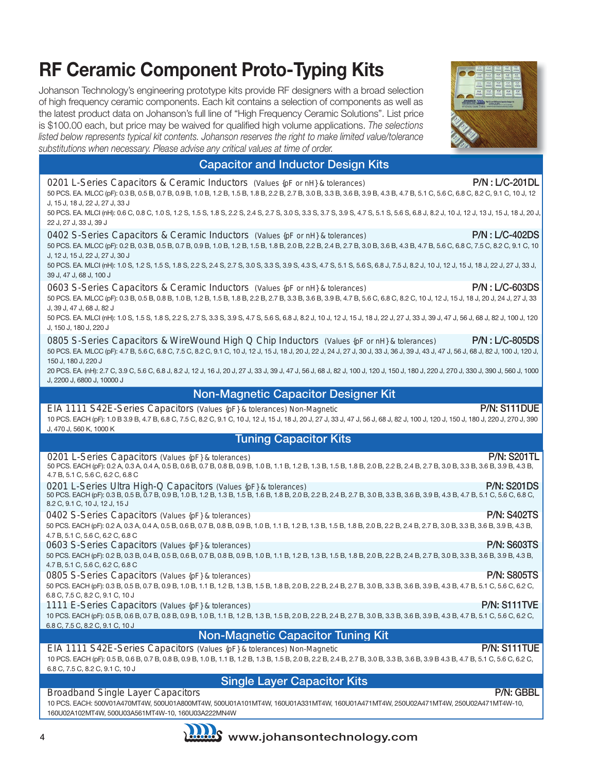# RF Ceramic Component Proto-Typing Kits

Johanson Technology's engineering prototype kits provide RF designers with a broad selection of high frequency ceramic components. Each kit contains a selection of components as well as the latest product data on Johanson's full line of "High Frequency Ceramic Solutions". List price is $100.00 each, but price may be waived for qualified high volume applications. *The selections listed below represents typical kit contents. Johanson reserves the right to make limited value/tolerance substitutions when necessary. Please advise any critical values at time of order.*

## Capacitor and Inductor Design Kits

**0201 L-Series Capacitors & Ceramic Inductors** (Values {pF or nH} & tolerances) — **P/N : L/C-201DL**

50 PCS. EA. MLCC (pF): 0.3 B, 0.5 B, 0.7 B, 0.9 B, 1.0 B, 1.2 B, 1.5 B, 1.8 B, 2.2 B, 2.7 B, 3.0 B, 3.3 B, 3.6 B, 3.9 B, 4.3 B, 4.7 B, 5.1 C, 5.6 C, 6.8 C, 8.2 C, 9.1 C, 10 J, 12 J, 15 J, 18 J, 22 J, 27 J, 33 J

50 PCS. EA. MLCI (nH): 0.6 C, 0.8 C, 1.0 S, 1.2 S, 1.5 S, 1.8 S, 2.2 S, 2.4 S, 2.7 S, 3.0 S, 3.3 S, 3.7 S, 3.9 S, 4.7 S, 5.1 S, 5.6 S, 6.8 J, 8.2 J, 10 J, 12 J, 13 J, 15 J, 18 J, 20 J, 22 J, 27 J, 33 J, 39 J

**0402 S-Series Capacitors & Ceramic Inductors** (Values {pF or nH} & tolerances) — **P/N : L/C-402DS**

50 PCS. EA. MLCC (pF): 0.2 B, 0.3 B, 0.5 B, 0.7 B, 0.9 B, 1.0 B, 1.2 B, 1.5 B, 1.8 B, 2.0 B, 2.2 B, 2.4 B, 2.7 B, 3.0 B, 3.6 B, 4.3 B, 4.7 B, 5.6 C, 6.8 C, 7.5 C, 8.2 C, 9.1 C, 10 J, 12 J, 15 J, 22 J, 27 J, 30 J

50 PCS. EA. MLCI (nH): 1.0 S, 1.2 S, 1.5 S, 1.8 S, 2.2 S, 2.4 S, 2.7 S, 3.0 S, 3.3 S, 3.9 S, 4.3 S, 4.7 S, 5.1 S, 5.6 S, 6.8 J, 7.5 J, 8.2 J, 10 J, 12 J, 15 J, 18 J, 22 J, 27 J, 33 J, 39 J, 47 J, 68 J, 100 J

**0603 S-Series Capacitors & Ceramic Inductors** (Values {pF or nH} & tolerances) — **P/N : L/C-603DS**

50 PCS. EA. MLCC (pF): 0.3 B, 0.5 B, 0.8 B, 1.0 B, 1.2 B, 1.5 B, 1.8 B, 2.2 B, 2.7 B, 3.3 B, 3.6 B, 3.9 B, 4.7 B, 5.6 C, 6.8 C, 8.2 C, 10 J, 12 J, 15 J, 18 J, 20 J, 24 J, 27 J, 33 J, 39 J, 47 J, 68 J, 82 J

50 PCS. EA. MLCI (nH): 1.0 S, 1.5 S, 1.8 S, 2.2 S, 2.7 S, 3.3 S, 3.9 S, 4.7 S, 5.6 S, 6.8 J, 8.2 J, 10 J, 12 J, 15 J, 18 J, 22 J, 27 J, 33 J, 39 J, 47 J, 56 J, 68 J, 82 J, 100 J, 120 J, 150 J, 180 J, 220 J

**0805 S-Series Capacitors & WireWound High Q Chip Inductors** (Values {pF or nH} & tolerances) — **P/N : L/C-805DS**

50 PCS. EA. MLCC (pF): 4.7 B, 5.6 C, 6.8 C, 7.5 C, 8.2 C, 9.1 C, 10 J, 12 J, 15 J, 18 J, 20 J, 22 J, 24 J, 27 J, 30 J, 33 J, 36 J, 39 J, 43 J, 47 J, 56 J, 68 J, 82 J, 100 J, 120 J, 150 J, 180 J, 220 J

20 PCS. EA. (nH): 2.7 C, 3.9 C, 5.6 C, 6.8 J, 8.2 J, 12 J, 16 J, 20 J, 27 J, 33 J, 39 J, 47 J, 56 J, 68 J, 82 J, 100 J, 120 J, 150 J, 180 J, 220 J, 270 J, 330 J, 390 J, 560 J, 1000 J, 2200 J, 6800 J, 10000 J

## Non-Magnetic Capacitor Designer Kit

**EIA 1111 S42E-Series Capacitors** (Values {pF} & tolerances) Non-Magnetic — **P/N: S111DUE**

10 PCS. EACH (pF): 1.0 B 3.9 B, 4.7 B, 6.8 C, 7.5 C, 8.2 C, 9.1 C, 10 J, 12 J, 15 J, 18 J, 20 J, 27 J, 33 J, 47 J, 56 J, 68 J, 82 J, 100 J, 120 J, 150 J, 180 J, 220 J, 270 J, 390 J, 470 J, 560 K, 1000 K

## Tuning Capacitor Kits

**0201 L-Series Capacitors** (Values {pF} & tolerances) — **P/N: S201TL**

50 PCS. EACH (pF): 0.2 A, 0.3 A, 0.4 A, 0.5 B, 0.6 B, 0.7 B, 0.8 B, 0.9 B, 1.0 B, 1.1 B, 1.2 B, 1.3 B, 1.5 B, 1.8 B, 2.0 B, 2.2 B, 2.4 B, 2.7 B, 3.0 B, 3.3 B, 3.6 B, 3.9 B, 4.3 B, 4.7 B, 5.1 C, 5.6 C, 6.2 C, 6.8 C

**0201 L-Series Ultra High-Q Capacitors** (Values {pF} & tolerances) — **P/N: S201DS**

50 PCS. EACH (pF): 0.3 B, 0.5 B, 0.7 B, 0.9 B, 1.0 B, 1.2 B, 1.3 B, 1.5 B, 1.6 B, 1.8 B, 2.0 B, 2.2 B, 2.4 B, 2.7 B, 3.0 B, 3.3 B, 3.6 B, 3.9 B, 4.3 B, 4.7 B, 5.1 C, 5.6 C, 6.8 C, 8.2 C, 9.1 C, 10 J, 12 J, 15 J

**0402 S-Series Capacitors** (Values {pF} & tolerances) — **P/N: S402TS**

50 PCS. EACH (pF): 0.2 A, 0.3 A, 0.4 A, 0.5 B, 0.6 B, 0.7 B, 0.8 B, 0.9 B, 1.0 B, 1.1 B, 1.2 B, 1.3 B, 1.5 B, 1.8 B, 2.0 B, 2.2 B, 2.4 B, 2.7 B, 3.0 B, 3.3 B, 3.6 B, 3.9 B, 4.3 B, 4.7 B, 5.1 C, 5.6 C, 6.2 C, 6.8 C

**0603 S-Series Capacitors** (Values {pF} & tolerances) — **P/N: S603TS**

50 PCS. EACH (pF): 0.2 B, 0.3 B, 0.4 B, 0.5 B, 0.6 B, 0.7 B, 0.8 B, 0.9 B, 1.0 B, 1.1 B, 1.2 B, 1.3 B, 1.5 B, 1.8 B, 2.0 B, 2.2 B, 2.4 B, 2.7 B, 3.0 B, 3.3 B, 3.6 B, 3.9 B, 4.3 B, 4.7 B, 5.1 C, 5.6 C, 6.2 C, 6.8 C

**0805 S-Series Capacitors** (Values {pF} & tolerances) — **P/N: S805TS**

50 PCS. EACH (pF): 0.3 B, 0.5 B, 0.7 B, 0.9 B, 1.0 B, 1.1 B, 1.2 B, 1.3 B, 1.5 B, 1.8 B, 2.0 B, 2.2 B, 2.4 B, 2.7 B, 3.0 B, 3.3 B, 3.6 B, 3.9 B, 4.3 B, 4.7 B, 5.1 C, 5.6 C, 6.2 C, 6.8 C, 7.5 C, 8.2 C, 9.1 C, 10 J

**1111 E-Series Capacitors** (Values {pF} & tolerances) — **P/N: S111TVE**

10 PCS. EACH (pF): 0.5 B, 0.6 B, 0.7 B, 0.8 B, 0.9 B, 1.0 B, 1.1 B, 1.2 B, 1.3 B, 1.5 B, 2.0 B, 2.2 B, 2.4 B, 2.7 B, 3.0 B, 3.3 B, 3.6 B, 3.9 B, 4.3 B, 4.7 B, 5.1 C, 5.6 C, 6.2 C, 6.8 C, 7.5 C, 8.2 C, 9.1 C, 10 J

## Non-Magnetic Capacitor Tuning Kit

**EIA 1111 S42E-Series Capacitors** (Values {pF} & tolerances) Non-Magnetic — **P/N: S111TUE**

10 PCS. EACH (pF): 0.5 B, 0.6 B, 0.7 B, 0.8 B, 0.9 B, 1.0 B, 1.1 B, 1.2 B, 1.3 B, 1.5 B, 2.0 B, 2.2 B, 2.4 B, 2.7 B, 3.0 B, 3.3 B, 3.6 B, 3.9 B 4.3 B, 4.7 B, 5.1 C, 5.6 C, 6.2 C, 6.8 C, 7.5 C, 8.2 C, 9.1 C, 10 J

## Single Layer Capacitor Kits

**Broadband Single Layer Capacitors** — **P/N: GBBL**

10 PCS. EACH: 500V01A470MT4W, 500U01A800MT4W, 500U01A101MT4W, 160U01A331MT4W, 160U01A471MT4W, 250U02A471MT4W, 250U02A471MT4W-10, 160U02A102MT4W, 500U03A561MT4W-10, 160U03A222MN4W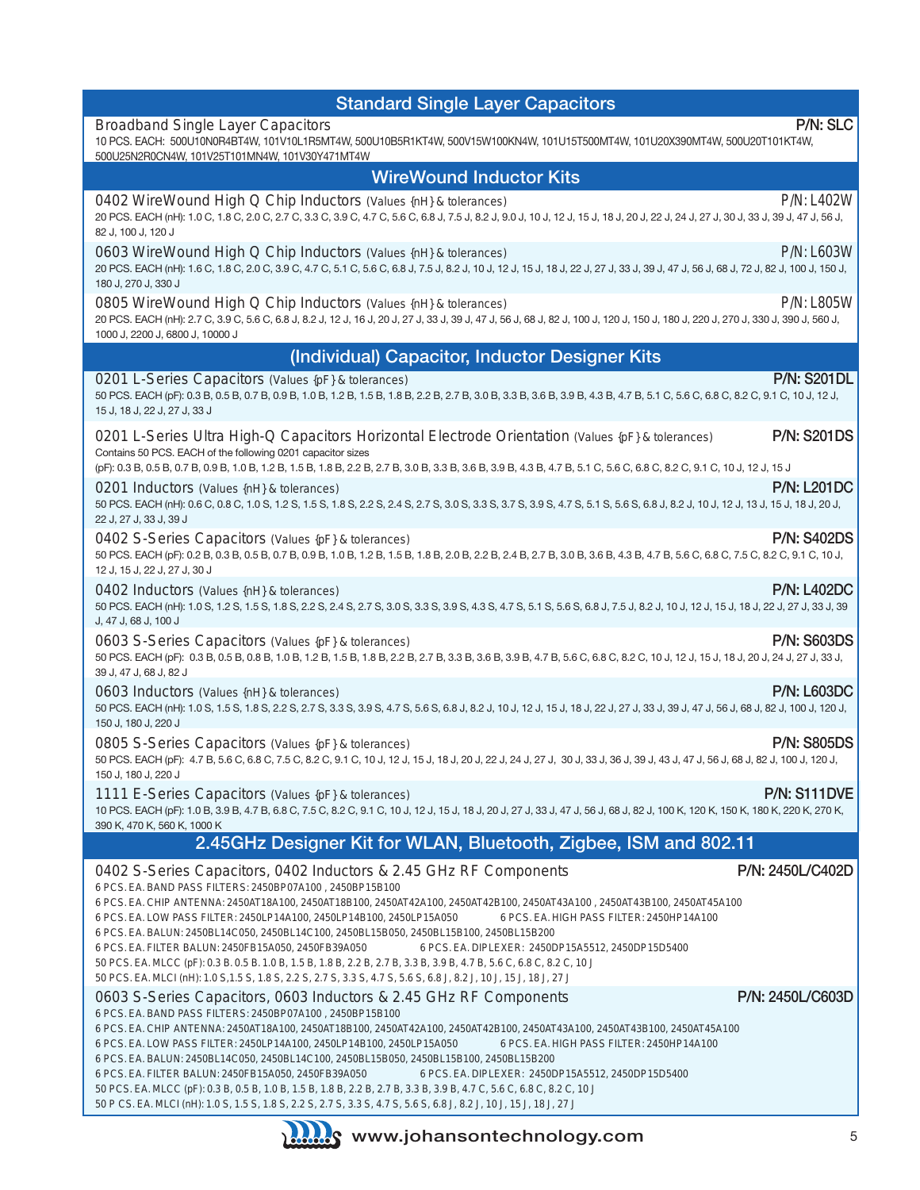## Standard Single Layer Capacitors

**Broadband Single Layer Capacitors** — **P/N: SLC**

10 PCS. EACH: 500U10N0R4BT4W, 101V10L1R5MT4W, 500U10B5R1KT4W, 500V15W100KN4W, 101U15T500MT4W, 101U20X390MT4W, 500U20T101KT4W, 500U25N2R0CN4W, 101V25T101MN4W, 101V30Y471MT4W

## WireWound Inductor Kits

**0402 WireWound High Q Chip Inductors** (Values {nH} & tolerances) — **P/N: L402W**

20 PCS. EACH (nH): 1.0 C, 1.8 C, 2.0 C, 2.7 C, 3.3 C, 3.9 C, 4.7 C, 5.6 C, 6.8 J, 7.5 J, 8.2 J, 9.0 J, 10 J, 12 J, 15 J, 18 J, 20 J, 22 J, 24 J, 27 J, 30 J, 33 J, 39 J, 47 J, 56 J, 82 J, 100 J, 120 J

**0603 WireWound High Q Chip Inductors** (Values {nH} & tolerances) — **P/N: L603W**

20 PCS. EACH (nH): 1.6 C, 1.8 C, 2.0 C, 3.9 C, 4.7 C, 5.1 C, 5.6 C, 6.8 J, 7.5 J, 8.2 J, 10 J, 12 J, 15 J, 18 J, 22 J, 27 J, 33 J, 39 J, 47 J, 56 J, 68 J, 72 J, 82 J, 100 J, 150 J, 180 J, 270 J, 330 J

**0805 WireWound High Q Chip Inductors** (Values {nH} & tolerances) — **P/N: L805W**

20 PCS. EACH (nH): 2.7 C, 3.9 C, 5.6 C, 6.8 J, 8.2 J, 12 J, 16 J, 20 J, 27 J, 33 J, 39 J, 47 J, 56 J, 68 J, 82 J, 100 J, 120 J, 150 J, 180 J, 220 J, 270 J, 330 J, 390 J, 560 J, 1000 J, 2200 J, 6800 J, 10000 J

## (Individual) Capacitor, Inductor Designer Kits

**0201 L-Series Capacitors** (Values {pF} & tolerances) — **P/N: S201DL**

50 PCS. EACH (pF): 0.3 B, 0.5 B, 0.7 B, 0.9 B, 1.0 B, 1.2 B, 1.5 B, 1.8 B, 2.2 B, 2.7 B, 3.0 B, 3.3 B, 3.6 B, 3.9 B, 4.3 B, 4.7 B, 5.1 C, 5.6 C, 6.8 C, 8.2 C, 9.1 C, 10 J, 12 J, 15 J, 18 J, 22 J, 27 J, 33 J

**0201 L-Series Ultra High-Q Capacitors Horizontal Electrode Orientation** (Values {pF} & tolerances) — **P/N: S201DS**

Contains 50 PCS. EACH of the following 0201 capacitor sizes
(pF): 0.3 B, 0.5 B, 0.7 B, 0.9 B, 1.0 B, 1.2 B, 1.5 B, 1.8 B, 2.2 B, 2.7 B, 3.0 B, 3.3 B, 3.6 B, 3.9 B, 4.3 B, 4.7 B, 5.1 C, 5.6 C, 6.8 C, 8.2 C, 9.1 C, 10 J, 12 J, 15 J

**0201 Inductors** (Values {nH} & tolerances) — **P/N: L201DC**

50 PCS. EACH (nH): 0.6 C, 0.8 C, 1.0 S, 1.2 S, 1.5 S, 1.8 S, 2.2 S, 2.4 S, 2.7 S, 3.0 S, 3.3 S, 3.7 S, 3.9 S, 4.7 S, 5.1 S, 5.6 S, 6.8 J, 8.2 J, 10 J, 12 J, 13 J, 15 J, 18 J, 20 J, 22 J, 27 J, 33 J, 39 J

**0402 S-Series Capacitors** (Values {pF} & tolerances) — **P/N: S402DS**

50 PCS. EACH (pF): 0.2 B, 0.3 B, 0.5 B, 0.7 B, 0.9 B, 1.0 B, 1.2 B, 1.5 B, 1.8 B, 2.0 B, 2.2 B, 2.4 B, 2.7 B, 3.0 B, 3.6 B, 4.3 B, 4.7 B, 5.6 C, 6.8 C, 7.5 C, 8.2 C, 9.1 C, 10 J, 12 J, 15 J, 22 J, 27 J, 30 J

**0402 Inductors** (Values {nH} & tolerances) — **P/N: L402DC**

50 PCS. EACH (nH): 1.0 S, 1.2 S, 1.5 S, 1.8 S, 2.2 S, 2.4 S, 2.7 S, 3.0 S, 3.3 S, 3.9 S, 4.3 S, 4.7 S, 5.1 S, 5.6 S, 6.8 J, 7.5 J, 8.2 J, 10 J, 12 J, 15 J, 18 J, 22 J, 27 J, 33 J, 39 J, 47 J, 68 J, 100 J

**0603 S-Series Capacitors** (Values {pF} & tolerances) — **P/N: S603DS**

50 PCS. EACH (pF): 0.3 B, 0.5 B, 0.8 B, 1.0 B, 1.2 B, 1.5 B, 1.8 B, 2.2 B, 2.7 B, 3.3 B, 3.6 B, 3.9 B, 4.7 B, 5.6 C, 6.8 C, 8.2 C, 10 J, 12 J, 15 J, 18 J, 20 J, 24 J, 27 J, 33 J, 39 J, 47 J, 68 J, 82 J

**0603 Inductors** (Values {nH} & tolerances) — **P/N: L603DC**

50 PCS. EACH (nH): 1.0 S, 1.5 S, 1.8 S, 2.2 S, 2.7 S, 3.3 S, 3.9 S, 4.7 S, 5.6 S, 6.8 J, 8.2 J, 10 J, 12 J, 15 J, 18 J, 22 J, 27 J, 33 J, 39 J, 47 J, 56 J, 68 J, 82 J, 100 J, 120 J, 150 J, 180 J, 220 J

**0805 S-Series Capacitors** (Values {pF} & tolerances) — **P/N: S805DS**

50 PCS. EACH (pF): 4.7 B, 5.6 C, 6.8 C, 7.5 C, 8.2 C, 9.1 C, 10 J, 12 J, 15 J, 18 J, 20 J, 22 J, 24 J, 27 J, 30 J, 33 J, 36 J, 39 J, 43 J, 47 J, 56 J, 68 J, 82 J, 100 J, 120 J, 150 J, 180 J, 220 J

**1111 E-Series Capacitors** (Values {pF} & tolerances) — **P/N: S111DVE**

10 PCS. EACH (pF): 1.0 B, 3.9 B, 4.7 B, 6.8 C, 7.5 C, 8.2 C, 9.1 C, 10 J, 12 J, 15 J, 18 J, 20 J, 27 J, 33 J, 47 J, 56 J, 68 J, 82 J, 100 K, 120 K, 150 K, 180 K, 220 K, 270 K, 390 K, 470 K, 560 K, 1000 K

## 2.45GHz Designer Kit for WLAN, Bluetooth, Zigbee, ISM and 802.11

**0402 S-Series Capacitors, 0402 Inductors & 2.45 GHz RF Components** — **P/N: 2450L/C402D**

6 PCS. EA. BAND PASS FILTERS: 2450BP07A100 , 2450BP15B100
6 PCS. EA. CHIP ANTENNA: 2450AT18A100, 2450AT18B100, 2450AT42A100, 2450AT42B100, 2450AT43A100 , 2450AT43B100, 2450AT45A100
6 PCS. EA. LOW PASS FILTER: 2450LP14A100, 2450LP14B100, 2450LP15A050 6 PCS. EA. HIGH PASS FILTER: 2450HP14A100
6 PCS. EA. BALUN: 2450BL14C050, 2450BL14C100, 2450BL15B050, 2450BL15B100, 2450BL15B200
6 PCS. EA. FILTER BALUN: 2450FB15A050, 2450FB39A050 6 PCS. EA. DIPLEXER: 2450DP15A5512, 2450DP15D5400
50 PCS. EA. MLCC (pF): 0.3 B. 0.5 B. 1.0 B, 1.5 B, 1.8 B, 2.2 B, 2.7 B, 3.3 B, 3.9 B, 4.7 B, 5.6 C, 6.8 C, 8.2 C, 10 J
50 PCS. EA. MLCI (nH): 1.0 S,1.5 S, 1.8 S, 2.2 S, 2.7 S, 3.3 S, 4.7 S, 5.6 S, 6.8 J, 8.2 J, 10 J, 15 J, 18 J, 27 J

**0603 S-Series Capacitors, 0603 Inductors & 2.45 GHz RF Components** — **P/N: 2450L/C603D**

6 PCS. EA. BAND PASS FILTERS: 2450BP07A100 , 2450BP15B100
6 PCS. EA. CHIP ANTENNA: 2450AT18A100, 2450AT18B100, 2450AT42A100, 2450AT42B100, 2450AT43A100, 2450AT43B100, 2450AT45A100
6 PCS. EA. LOW PASS FILTER: 2450LP14A100, 2450LP14B100, 2450LP15A050 6 PCS. EA. HIGH PASS FILTER: 2450HP14A100
6 PCS. EA. BALUN: 2450BL14C050, 2450BL14C100, 2450BL15B050, 2450BL15B100, 2450BL15B200
6 PCS. EA. FILTER BALUN: 2450FB15A050, 2450FB39A050 6 PCS. EA. DIPLEXER: 2450DP15A5512, 2450DP15D5400
50 PCS. EA. MLCC (pF): 0.3 B, 0.5 B, 1.0 B, 1.5 B, 1.8 B, 2.2 B, 2.7 B, 3.3 B, 3.9 B, 4.7 C, 5.6 C, 6.8 C, 8.2 C, 10 J
50 P CS. EA. MLCI (nH): 1.0 S, 1.5 S, 1.8 S, 2.2 S, 2.7 S, 3.3 S, 4.7 S, 5.6 S, 6.8 J, 8.2 J, 10 J, 15 J, 18 J, 27 J

www.johansontechnology.com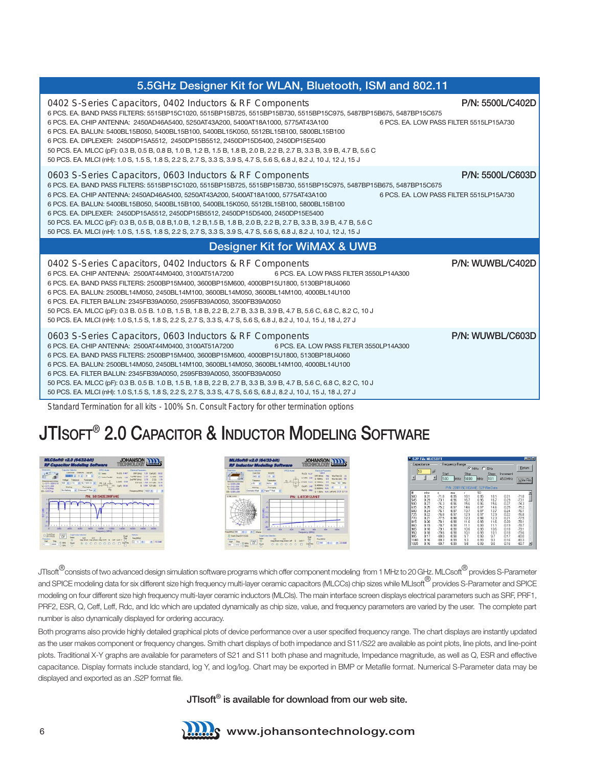## 5.5GHz Designer Kit for WLAN, Bluetooth, ISM and 802.11

### 0402 S-Series Capacitors, 0402 Inductors & RF Components

**P/N: 5500L/C402D**

6 PCS. EA. BAND PASS FILTERS: 5515BP15C1020, 5515BP15B725, 5515BP15B730, 5515BP15C975, 5487BP15B675, 5487BP15C675

6 PCS. EA. CHIP ANTENNA: 2450AD46A5400, 5250AT43A200, 5400AT18A1000, 5775AT43A100

6 PCS. EA. LOW PASS FILTER 5515LP15A730

6 PCS. EA. BALUN: 5400BL15B050, 5400BL15B100, 5400BL15K050, 5512BL15B100, 5800BL15B100

6 PCS. EA. DIPLEXER: 2450DP15A5512, 2450DP15B5512, 2450DP15D5400, 2450DP15E5400

50 PCS. EA. MLCC (pF): 0.3 B, 0.5 B, 0.8 B, 1.0 B, 1.2 B, 1.5 B, 1.8 B, 2.0 B, 2.2 B, 2.7 B, 3.3 B, 3.9 B, 4.7 B, 5.6 C

50 PCS. EA. MLCI (nH): 1.0 S, 1.5 S, 1.8 S, 2.2 S, 2.7 S, 3.3 S, 3.9 S, 4.7 S, 5.6 S, 6.8 J, 8.2 J, 10 J, 12 J, 15 J

### 0603 S-Series Capacitors, 0603 Inductors & RF Components

**P/N: 5500L/C603D**

6 PCS. EA. BAND PASS FILTERS: 5515BP15C1020, 5515BP15B725, 5515BP15B730, 5515BP15C975, 5487BP15B675, 5487BP15C675

6 PCS. EA. CHIP ANTENNA: 2450AD46A5400, 5250AT43A200, 5400AT18A1000, 5775AT43A100

6 PCS. EA. LOW PASS FILTER 5515LP15A730

6 PCS. EA. BALUN: 5400BL15B050, 5400BL15B100, 5400BL15K050, 5512BL15B100, 5800BL15B100

6 PCS. EA. DIPLEXER: 2450DP15A5512, 2450DP15B5512, 2450DP15D5400, 2450DP15E5400

50 PCS. EA. MLCC (pF): 0.3 B, 0.5 B, 0.8 B,1.0 B, 1.2 B,1.5 B, 1.8 B, 2.0 B, 2.2 B, 2.7 B, 3.3 B, 3.9 B, 4.7 B, 5.6 C

50 PCS. EA. MLCI (nH): 1.0 S, 1.5 S, 1.8 S, 2.2 S, 2.7 S, 3.3 S, 3.9 S, 4.7 S, 5.6 S, 6.8 J, 8.2 J, 10 J, 12 J, 15 J

## Designer Kit for WiMAX & UWB

### 0402 S-Series Capacitors, 0402 Inductors & RF Components

**P/N: WUWBL/C402D**

6 PCS. EA. CHIP ANTENNA: 2500AT44M0400, 3100AT51A7200

6 PCS. EA. LOW PASS FILTER 3550LP14A300

6 PCS. EA. BAND PASS FILTERS: 2500BP15M400, 3600BP15M600, 4000BP15U1800, 5130BP18U4060

6 PCS. EA. BALUN: 2500BL14M050, 2450BL14M100, 3600BL14M050, 3600BL14M100, 4000BL14U100

6 PCS. EA. FILTER BALUN: 2345FB39A0050, 2595FB39A0050, 3500FB39A0050

50 PCS. EA. MLCC (pF): 0.3 B. 0.5 B. 1.0 B, 1.5 B, 1.8 B, 2.2 B, 2.7 B, 3.3 B, 3.9 B, 4.7 B, 5.6 C, 6.8 C, 8.2 C, 10 J

50 PCS. EA. MLCI (nH): 1.0 S,1.5 S, 1.8 S, 2.2 S, 2.7 S, 3.3 S, 4.7 S, 5.6 S, 6.8 J, 8.2 J, 10 J, 15 J, 18 J, 27 J

### 0603 S-Series Capacitors, 0603 Inductors & RF Components

**P/N: WUWBL/C603D**

6 PCS. EA. CHIP ANTENNA: 2500AT44M0400, 3100AT51A7200

6 PCS. EA. LOW PASS FILTER 3550LP14A300

6 PCS. EA. BAND PASS FILTERS: 2500BP15M400, 3600BP15M600, 4000BP15U1800, 5130BP18U4060

6 PCS. EA. BALUN: 2500BL14M050, 2450BL14M100, 3600BL14M050, 3600BL14M100, 4000BL14U100

6 PCS. EA. FILTER BALUN: 2345FB39A0050, 2595FB39A0050, 3500FB39A0050

50 PCS. EA. MLCC (pF): 0.3 B. 0.5 B. 1.0 B, 1.5 B, 1.8 B, 2.2 B, 2.7 B, 3.3 B, 3.9 B, 4.7 B, 5.6 C, 6.8 C, 8.2 C, 10 J

50 PCS. EA. MLCI (nH): 1.0 S,1.5 S, 1.8 S, 2.2 S, 2.7 S, 3.3 S, 4.7 S, 5.6 S, 6.8 J, 8.2 J, 10 J, 15 J, 18 J, 27 J

*Standard Termination for all kits - 100% Sn. Consult Factory for other termination options*

# JTIsoft® 2.0 Capacitor & Inductor Modeling Software

JTIsoft® consists of two advanced design simulation software programs which offer component modeling from 1 MHz to 20 GHz. MLCsoft® provides S-Parameter and SPICE modeling data for six different size high frequency multi-layer ceramic capacitors (MLCCs) chip sizes while MLIsoft® provides S-Parameter and SPICE modeling on four different size high frequency multi-layer ceramic inductors (MLCIs). The main interface screen displays electrical parameters such as SRF, PRF1, PRF2, ESR, Q, Ceff, Leff, Rdc, and Idc which are updated dynamically as chip size, value, and frequency parameters are varied by the user. The complete part number is also dynamically displayed for ordering accuracy.

Both programs also provide highly detailed graphical plots of device performance over a user specified frequency range. The chart displays are instantly updated as the user makes component or frequency changes. Smith chart displays of both impedance and S11/S22 are available as point plots, line plots, and line-point plots. Traditional X-Y graphs are available for parameters of S21 and S11 both phase and magnitude, Impedance magnitude, as well as Q, ESR and effective capacitance. Display formats include standard, log Y, and log/log. Chart may be exported in BMP or Metafile format. Numerical S-Parameter data may be displayed and exported as an .S2P format file.

**JTIsoft® is available for download from our web site.**

www.johansontechnology.com